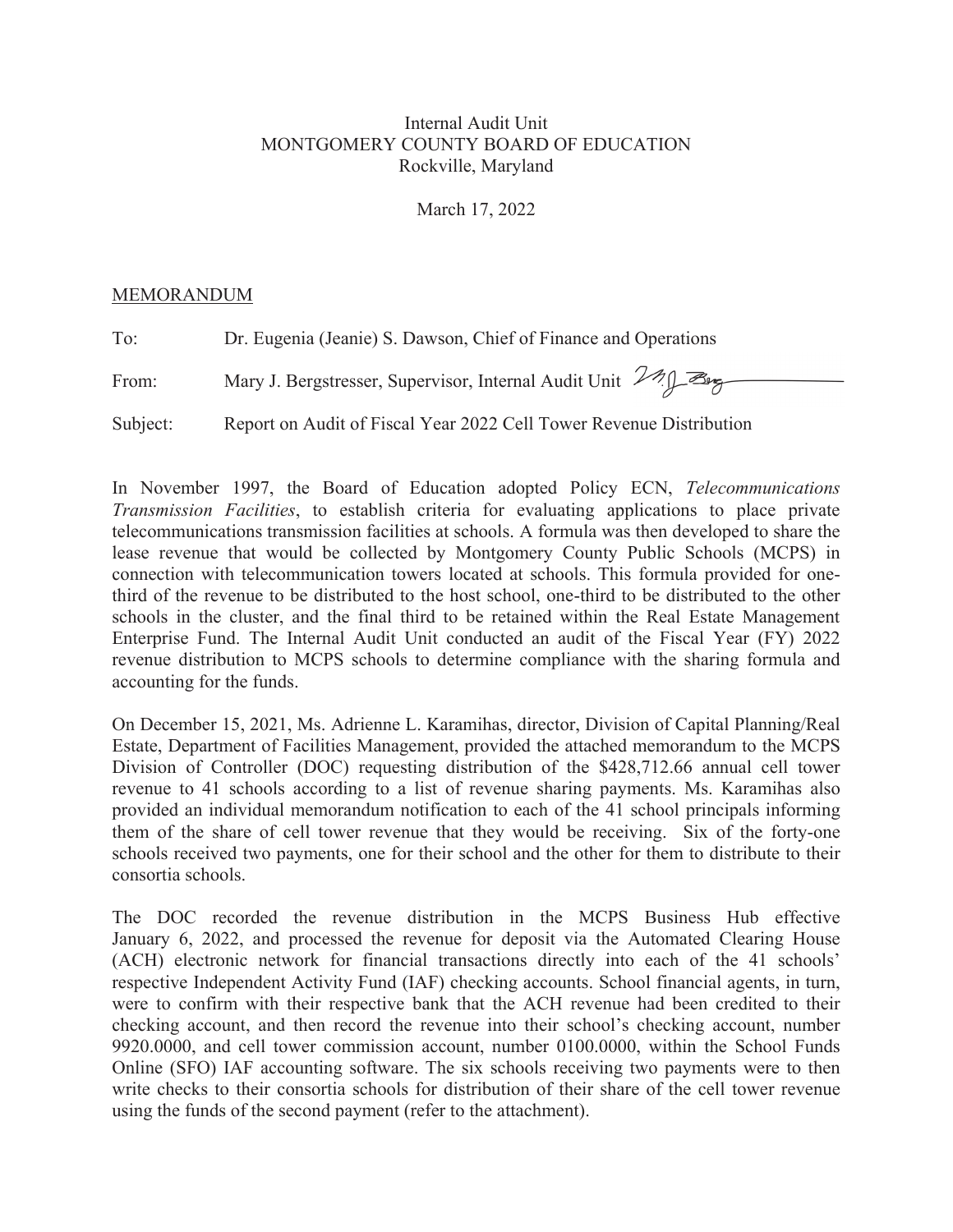Internal Audit Unit
MONTGOMERY COUNTY BOARD OF EDUCATION
Rockville, Maryland

March 17, 2022

MEMORANDUM

To: Dr. Eugenia (Jeanie) S. Dawson, Chief of Finance and Operations

From: Mary J. Bergstresser, Supervisor, Internal Audit Unit

Subject: Report on Audit of Fiscal Year 2022 Cell Tower Revenue Distribution

In November 1997, the Board of Education adopted Policy ECN, *Telecommunications Transmission Facilities*, to establish criteria for evaluating applications to place private telecommunications transmission facilities at schools. A formula was then developed to share the lease revenue that would be collected by Montgomery County Public Schools (MCPS) in connection with telecommunication towers located at schools. This formula provided for one-third of the revenue to be distributed to the host school, one-third to be distributed to the other schools in the cluster, and the final third to be retained within the Real Estate Management Enterprise Fund. The Internal Audit Unit conducted an audit of the Fiscal Year (FY) 2022 revenue distribution to MCPS schools to determine compliance with the sharing formula and accounting for the funds.

On December 15, 2021, Ms. Adrienne L. Karamihas, director, Division of Capital Planning/Real Estate, Department of Facilities Management, provided the attached memorandum to the MCPS Division of Controller (DOC) requesting distribution of the $428,712.66 annual cell tower revenue to 41 schools according to a list of revenue sharing payments. Ms. Karamihas also provided an individual memorandum notification to each of the 41 school principals informing them of the share of cell tower revenue that they would be receiving. Six of the forty-one schools received two payments, one for their school and the other for them to distribute to their consortia schools.

The DOC recorded the revenue distribution in the MCPS Business Hub effective January 6, 2022, and processed the revenue for deposit via the Automated Clearing House (ACH) electronic network for financial transactions directly into each of the 41 schools' respective Independent Activity Fund (IAF) checking accounts. School financial agents, in turn, were to confirm with their respective bank that the ACH revenue had been credited to their checking account, and then record the revenue into their school's checking account, number 9920.0000, and cell tower commission account, number 0100.0000, within the School Funds Online (SFO) IAF accounting software. The six schools receiving two payments were to then write checks to their consortia schools for distribution of their share of the cell tower revenue using the funds of the second payment (refer to the attachment).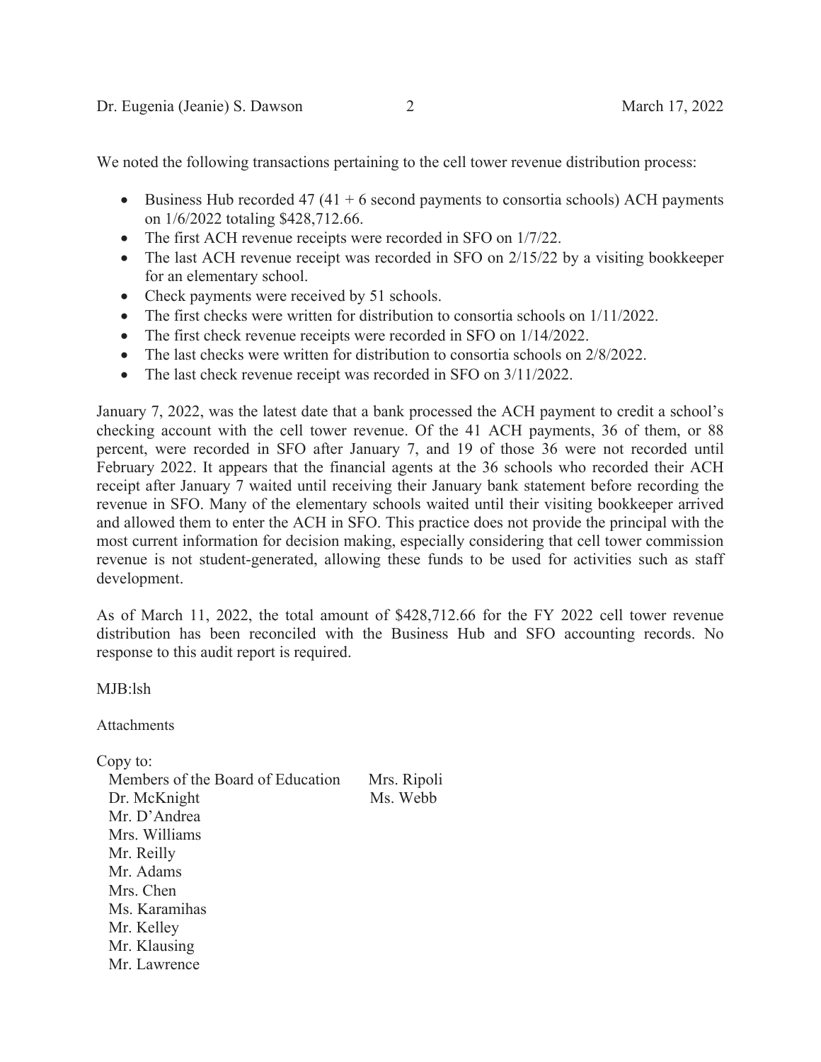We noted the following transactions pertaining to the cell tower revenue distribution process:

- Business Hub recorded 47 (41 + 6 second payments to consortia schools) ACH payments on 1/6/2022 totaling $428,712.66.
- The first ACH revenue receipts were recorded in SFO on 1/7/22.
- The last ACH revenue receipt was recorded in SFO on 2/15/22 by a visiting bookkeeper for an elementary school.
- Check payments were received by 51 schools.
- The first checks were written for distribution to consortia schools on 1/11/2022.
- The first check revenue receipts were recorded in SFO on 1/14/2022.
- The last checks were written for distribution to consortia schools on 2/8/2022.
- The last check revenue receipt was recorded in SFO on 3/11/2022.

January 7, 2022, was the latest date that a bank processed the ACH payment to credit a school's checking account with the cell tower revenue. Of the 41 ACH payments, 36 of them, or 88 percent, were recorded in SFO after January 7, and 19 of those 36 were not recorded until February 2022. It appears that the financial agents at the 36 schools who recorded their ACH receipt after January 7 waited until receiving their January bank statement before recording the revenue in SFO. Many of the elementary schools waited until their visiting bookkeeper arrived and allowed them to enter the ACH in SFO. This practice does not provide the principal with the most current information for decision making, especially considering that cell tower commission revenue is not student-generated, allowing these funds to be used for activities such as staff development.

As of March 11, 2022, the total amount of $428,712.66 for the FY 2022 cell tower revenue distribution has been reconciled with the Business Hub and SFO accounting records. No response to this audit report is required.

MJB:lsh

Attachments

Copy to:

Members of the Board of Education
Dr. McKnight
Mr. D'Andrea
Mrs. Williams
Mr. Reilly
Mr. Adams
Mrs. Chen
Ms. Karamihas
Mr. Kelley
Mr. Klausing
Mr. Lawrence
Mrs. Ripoli
Ms. Webb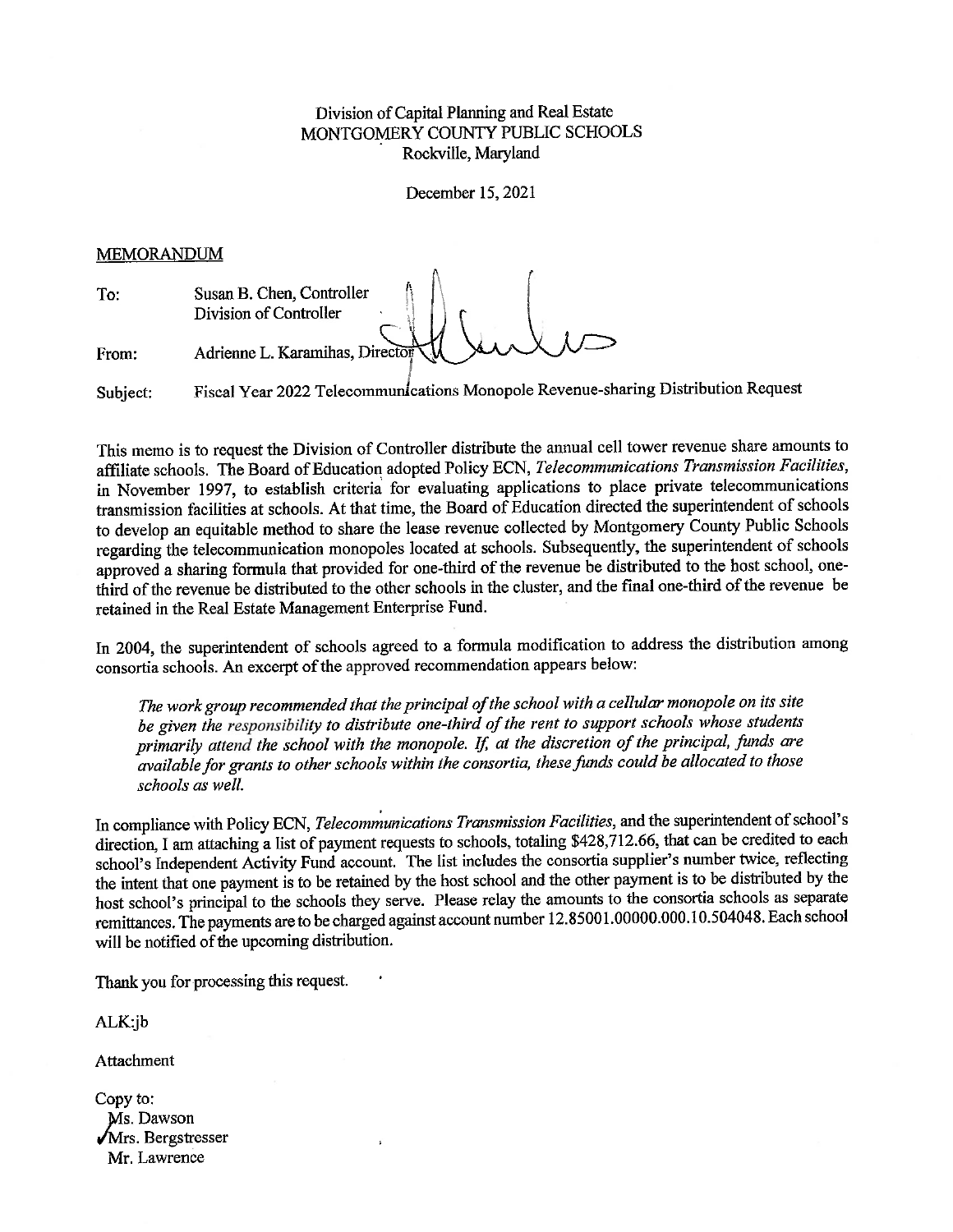Division of Capital Planning and Real Estate
MONTGOMERY COUNTY PUBLIC SCHOOLS
Rockville, Maryland

December 15, 2021

MEMORANDUM

| | |
|---|---|
| To: | Susan B. Chen, Controller<br>Division of Controller |
| From: | Adrienne L. Karamihas, Director |
| Subject: | Fiscal Year 2022 Telecommunications Monopole Revenue-sharing Distribution Request |

This memo is to request the Division of Controller distribute the annual cell tower revenue share amounts to affiliate schools. The Board of Education adopted Policy ECN, *Telecommunications Transmission Facilities*, in November 1997, to establish criteria for evaluating applications to place private telecommunications transmission facilities at schools. At that time, the Board of Education directed the superintendent of schools to develop an equitable method to share the lease revenue collected by Montgomery County Public Schools regarding the telecommunication monopoles located at schools. Subsequently, the superintendent of schools approved a sharing formula that provided for one-third of the revenue be distributed to the host school, one-third of the revenue be distributed to the other schools in the cluster, and the final one-third of the revenue be retained in the Real Estate Management Enterprise Fund.

In 2004, the superintendent of schools agreed to a formula modification to address the distribution among consortia schools. An excerpt of the approved recommendation appears below:

> *The work group recommended that the principal of the school with a cellular monopole on its site be given the responsibility to distribute one-third of the rent to support schools whose students primarily attend the school with the monopole. If, at the discretion of the principal, funds are available for grants to other schools within the consortia, these funds could be allocated to those schools as well.*

In compliance with Policy ECN, *Telecommunications Transmission Facilities*, and the superintendent of school's direction, I am attaching a list of payment requests to schools, totaling $428,712.66, that can be credited to each school's Independent Activity Fund account. The list includes the consortia supplier's number twice, reflecting the intent that one payment is to be retained by the host school and the other payment is to be distributed by the host school's principal to the schools they serve. Please relay the amounts to the consortia schools as separate remittances. The payments are to be charged against account number 12.85001.00000.000.10.504048. Each school will be notified of the upcoming distribution.

Thank you for processing this request.

ALK:jb

Attachment

Copy to:
Ms. Dawson
Mrs. Bergstresser
Mr. Lawrence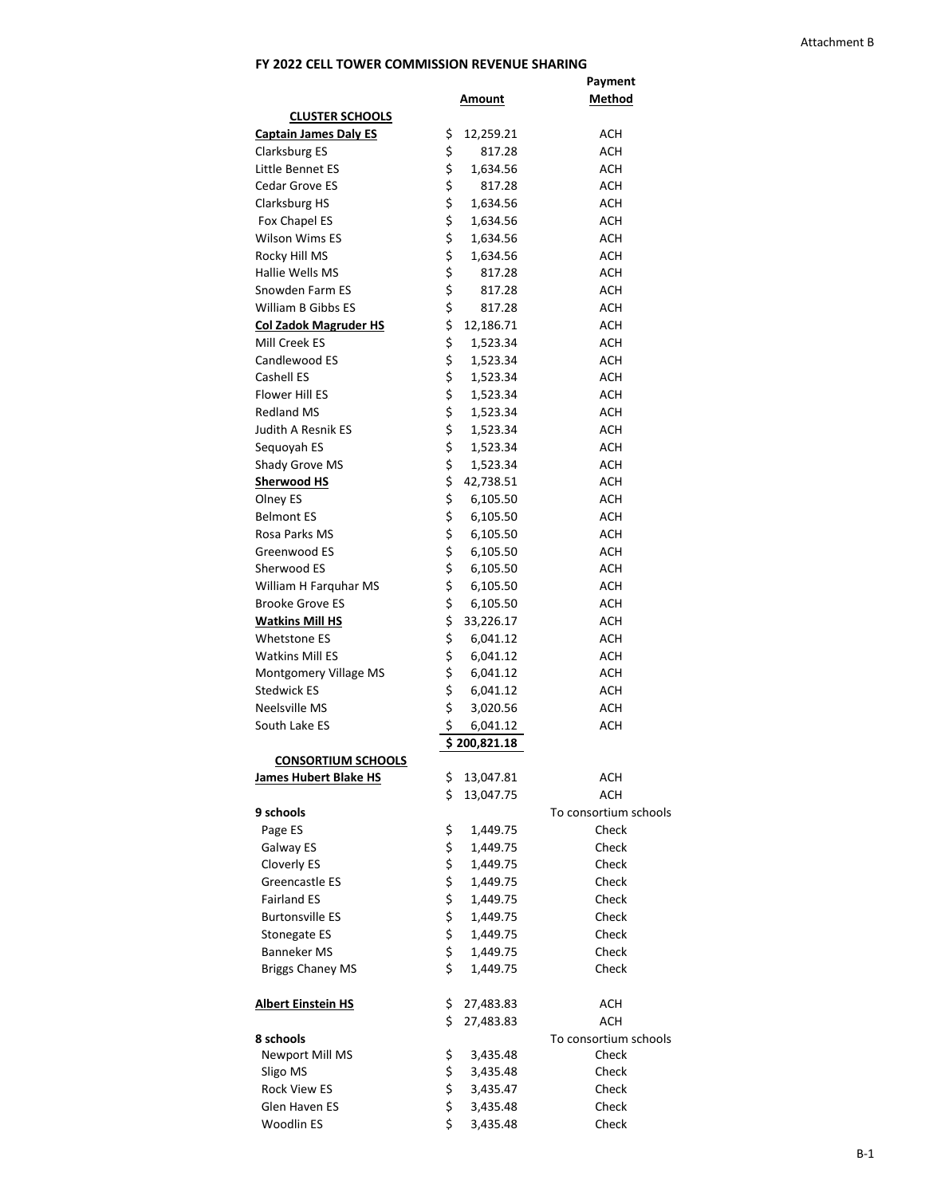Attachment B

**FY 2022 CELL TOWER COMMISSION REVENUE SHARING**

| | Amount | Payment Method |
|---|---|---|
| **CLUSTER SCHOOLS** | | |
| **Captain James Daly ES** | $ 12,259.21 | ACH |
| Clarksburg ES | $ 817.28 | ACH |
| Little Bennet ES | $ 1,634.56 | ACH |
| Cedar Grove ES | $ 817.28 | ACH |
| Clarksburg HS | $ 1,634.56 | ACH |
| Fox Chapel ES | $ 1,634.56 | ACH |
| Wilson Wims ES | $ 1,634.56 | ACH |
| Rocky Hill MS | $ 1,634.56 | ACH |
| Hallie Wells MS | $ 817.28 | ACH |
| Snowden Farm ES | $ 817.28 | ACH |
| William B Gibbs ES | $ 817.28 | ACH |
| **Col Zadok Magruder HS** | $ 12,186.71 | ACH |
| Mill Creek ES | $ 1,523.34 | ACH |
| Candlewood ES | $ 1,523.34 | ACH |
| Cashell ES | $ 1,523.34 | ACH |
| Flower Hill ES | $ 1,523.34 | ACH |
| Redland MS | $ 1,523.34 | ACH |
| Judith A Resnik ES | $ 1,523.34 | ACH |
| Sequoyah ES | $ 1,523.34 | ACH |
| Shady Grove MS | $ 1,523.34 | ACH |
| **Sherwood HS** | $ 42,738.51 | ACH |
| Olney ES | $ 6,105.50 | ACH |
| Belmont ES | $ 6,105.50 | ACH |
| Rosa Parks MS | $ 6,105.50 | ACH |
| Greenwood ES | $ 6,105.50 | ACH |
| Sherwood ES | $ 6,105.50 | ACH |
| William H Farquhar MS | $ 6,105.50 | ACH |
| Brooke Grove ES | $ 6,105.50 | ACH |
| **Watkins Mill HS** | $ 33,226.17 | ACH |
| Whetstone ES | $ 6,041.12 | ACH |
| Watkins Mill ES | $ 6,041.12 | ACH |
| Montgomery Village MS | $ 6,041.12 | ACH |
| Stedwick ES | $ 6,041.12 | ACH |
| Neelsville MS | $ 3,020.56 | ACH |
| South Lake ES | $ 6,041.12 | ACH |
| | $ 200,821.18 | |
| **CONSORTIUM SCHOOLS** | | |
| **James Hubert Blake HS** | $ 13,047.81 | ACH |
| | $ 13,047.75 | ACH |
| **9 schools** | | To consortium schools |
| Page ES | $ 1,449.75 | Check |
| Galway ES | $ 1,449.75 | Check |
| Cloverly ES | $ 1,449.75 | Check |
| Greencastle ES | $ 1,449.75 | Check |
| Fairland ES | $ 1,449.75 | Check |
| Burtonsville ES | $ 1,449.75 | Check |
| Stonegate ES | $ 1,449.75 | Check |
| Banneker MS | $ 1,449.75 | Check |
| Briggs Chaney MS | $ 1,449.75 | Check |
| | | |
| **Albert Einstein HS** | $ 27,483.83 | ACH |
| | $ 27,483.83 | ACH |
| **8 schools** | | To consortium schools |
| Newport Mill MS | $ 3,435.48 | Check |
| Sligo MS | $ 3,435.48 | Check |
| Rock View ES | $ 3,435.47 | Check |
| Glen Haven ES | $ 3,435.48 | Check |
| Woodlin ES | $ 3,435.48 | Check |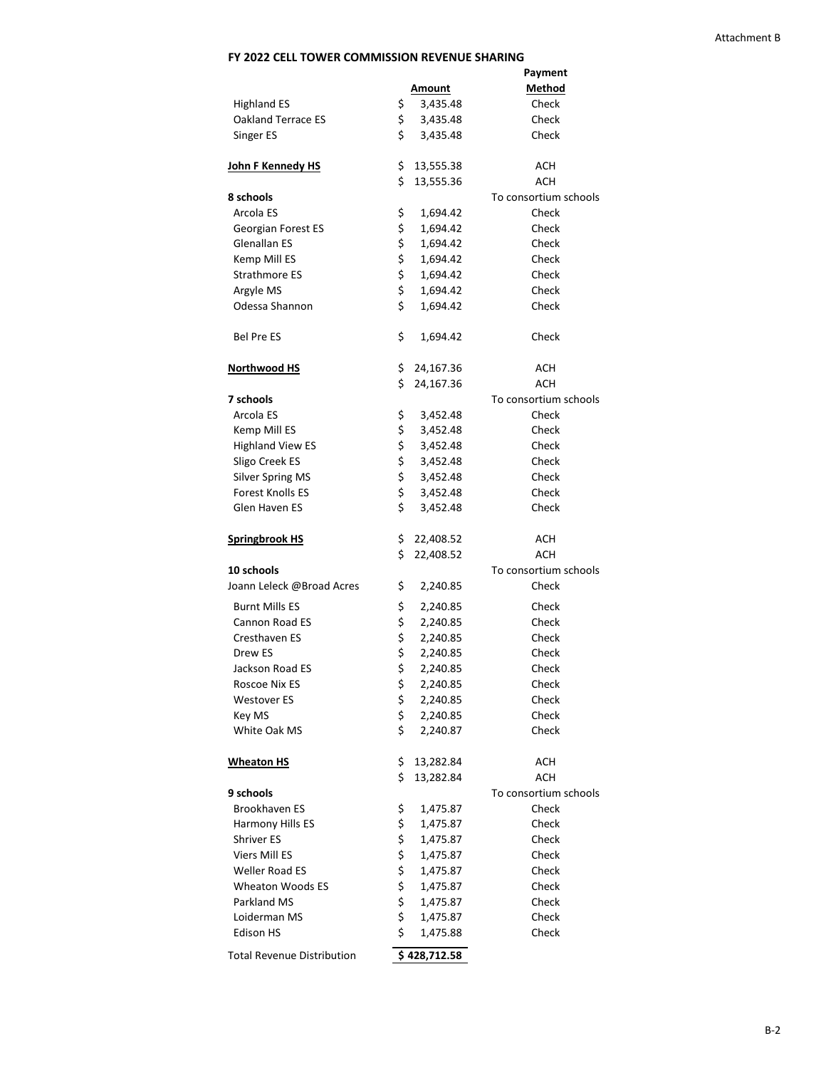Attachment B

**FY 2022 CELL TOWER COMMISSION REVENUE SHARING**

| | Amount | Payment Method |
|---|---|---|
| Highland ES | $ 3,435.48 | Check |
| Oakland Terrace ES | $ 3,435.48 | Check |
| Singer ES | $ 3,435.48 | Check |
| | | |
| **John F Kennedy HS** | $ 13,555.38 | ACH |
| | $ 13,555.36 | ACH |
| **8 schools** | | To consortium schools |
| Arcola ES | $ 1,694.42 | Check |
| Georgian Forest ES | $ 1,694.42 | Check |
| Glenallan ES | $ 1,694.42 | Check |
| Kemp Mill ES | $ 1,694.42 | Check |
| Strathmore ES | $ 1,694.42 | Check |
| Argyle MS | $ 1,694.42 | Check |
| Odessa Shannon | $ 1,694.42 | Check |
| | | |
| Bel Pre ES | $ 1,694.42 | Check |
| | | |
| **Northwood HS** | $ 24,167.36 | ACH |
| | $ 24,167.36 | ACH |
| **7 schools** | | To consortium schools |
| Arcola ES | $ 3,452.48 | Check |
| Kemp Mill ES | $ 3,452.48 | Check |
| Highland View ES | $ 3,452.48 | Check |
| Sligo Creek ES | $ 3,452.48 | Check |
| Silver Spring MS | $ 3,452.48 | Check |
| Forest Knolls ES | $ 3,452.48 | Check |
| Glen Haven ES | $ 3,452.48 | Check |
| | | |
| **Springbrook HS** | $ 22,408.52 | ACH |
| | $ 22,408.52 | ACH |
| **10 schools** | | To consortium schools |
| Joann Leleck @Broad Acres | $ 2,240.85 | Check |
| Burnt Mills ES | $ 2,240.85 | Check |
| Cannon Road ES | $ 2,240.85 | Check |
| Cresthaven ES | $ 2,240.85 | Check |
| Drew ES | $ 2,240.85 | Check |
| Jackson Road ES | $ 2,240.85 | Check |
| Roscoe Nix ES | $ 2,240.85 | Check |
| Westover ES | $ 2,240.85 | Check |
| Key MS | $ 2,240.85 | Check |
| White Oak MS | $ 2,240.87 | Check |
| | | |
| **Wheaton HS** | $ 13,282.84 | ACH |
| | $ 13,282.84 | ACH |
| **9 schools** | | To consortium schools |
| Brookhaven ES | $ 1,475.87 | Check |
| Harmony Hills ES | $ 1,475.87 | Check |
| Shriver ES | $ 1,475.87 | Check |
| Viers Mill ES | $ 1,475.87 | Check |
| Weller Road ES | $ 1,475.87 | Check |
| Wheaton Woods ES | $ 1,475.87 | Check |
| Parkland MS | $ 1,475.87 | Check |
| Loiderman MS | $ 1,475.87 | Check |
| Edison HS | $ 1,475.88 | Check |
| | | |
| Total Revenue Distribution | **$ 428,712.58** | |